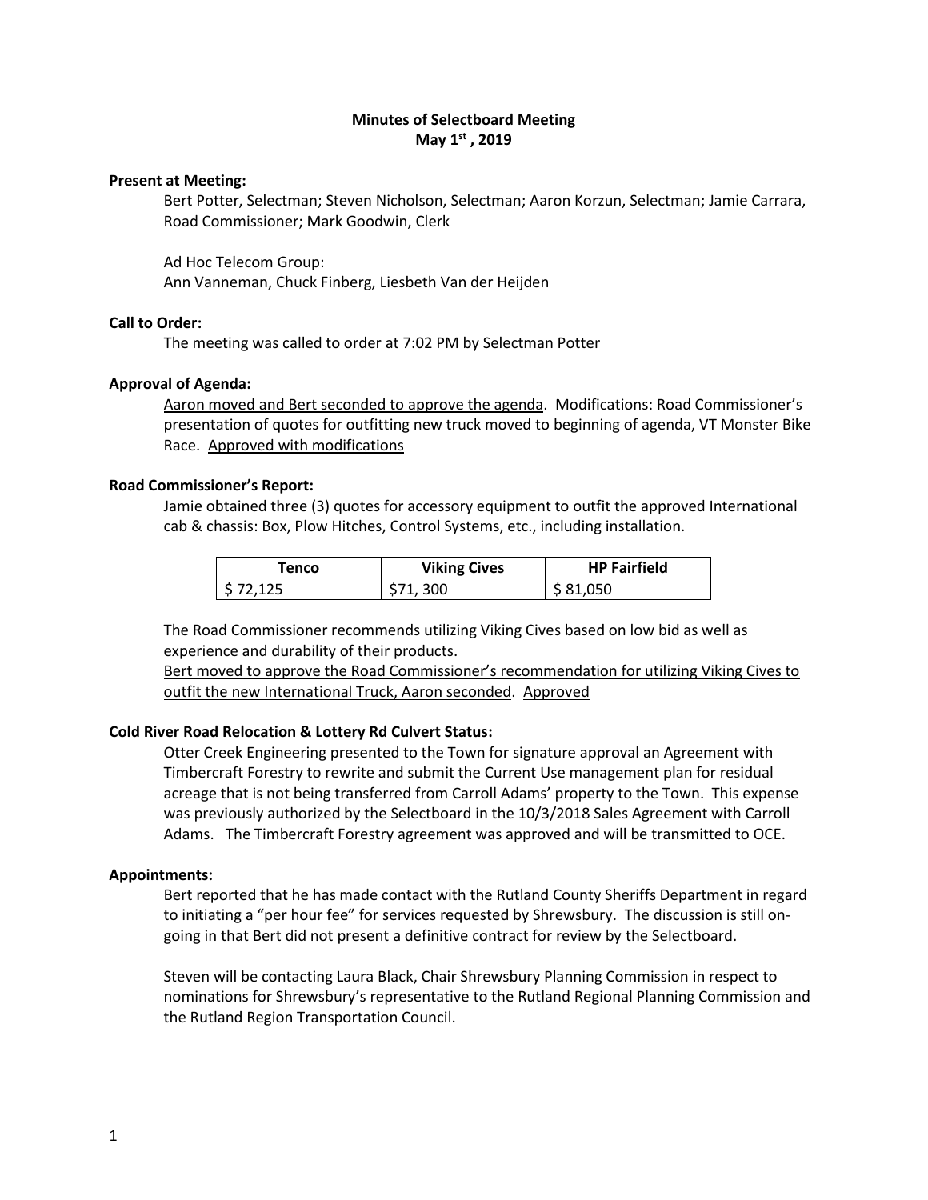# Minutes of Selectboard Meeting
## May 1st , 2019

**Present at Meeting:**

Bert Potter, Selectman; Steven Nicholson, Selectman; Aaron Korzun, Selectman; Jamie Carrara, Road Commissioner; Mark Goodwin, Clerk

Ad Hoc Telecom Group:
Ann Vanneman, Chuck Finberg, Liesbeth Van der Heijden

**Call to Order:**

The meeting was called to order at 7:02 PM by Selectman Potter

**Approval of Agenda:**

Aaron moved and Bert seconded to approve the agenda. Modifications: Road Commissioner's presentation of quotes for outfitting new truck moved to beginning of agenda, VT Monster Bike Race. Approved with modifications

**Road Commissioner's Report:**

Jamie obtained three (3) quotes for accessory equipment to outfit the approved International cab & chassis: Box, Plow Hitches, Control Systems, etc., including installation.

| Tenco | Viking Cives | HP Fairfield |
|---|---|---|
| $ 72,125 | $71, 300 | $ 81,050 |

The Road Commissioner recommends utilizing Viking Cives based on low bid as well as experience and durability of their products.
Bert moved to approve the Road Commissioner's recommendation for utilizing Viking Cives to outfit the new International Truck, Aaron seconded. Approved

**Cold River Road Relocation & Lottery Rd Culvert Status:**

Otter Creek Engineering presented to the Town for signature approval an Agreement with Timbercraft Forestry to rewrite and submit the Current Use management plan for residual acreage that is not being transferred from Carroll Adams' property to the Town. This expense was previously authorized by the Selectboard in the 10/3/2018 Sales Agreement with Carroll Adams. The Timbercraft Forestry agreement was approved and will be transmitted to OCE.

**Appointments:**

Bert reported that he has made contact with the Rutland County Sheriffs Department in regard to initiating a "per hour fee" for services requested by Shrewsbury. The discussion is still on-going in that Bert did not present a definitive contract for review by the Selectboard.

Steven will be contacting Laura Black, Chair Shrewsbury Planning Commission in respect to nominations for Shrewsbury's representative to the Rutland Regional Planning Commission and the Rutland Region Transportation Council.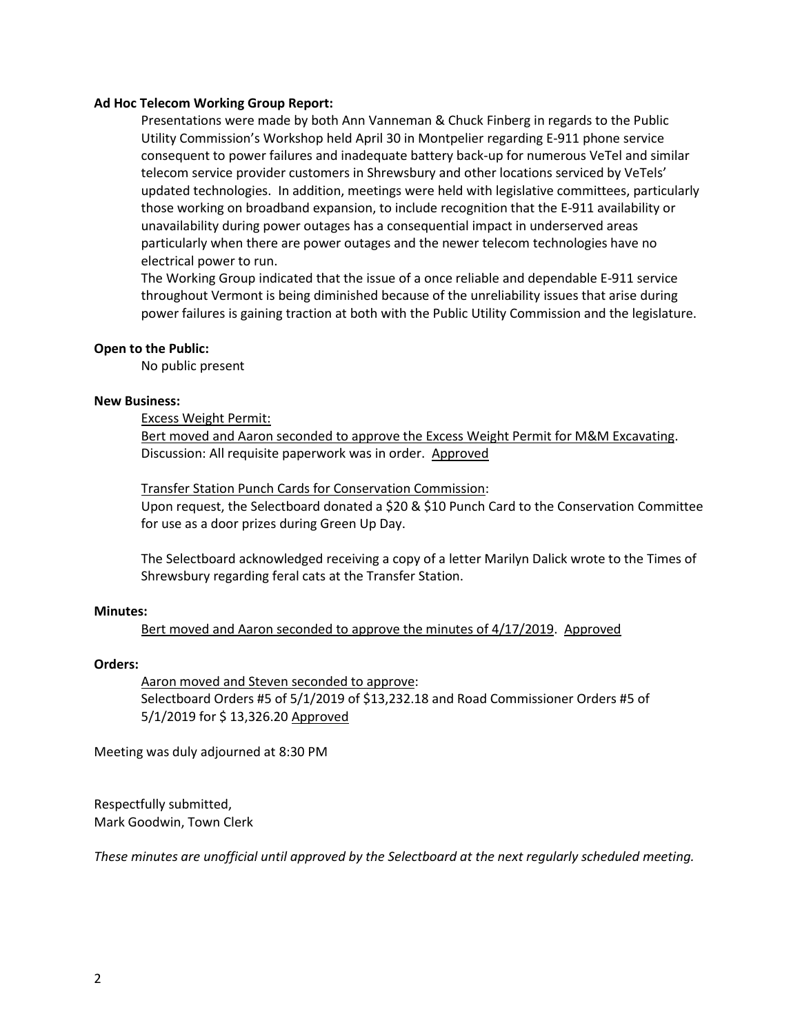**Ad Hoc Telecom Working Group Report:**

Presentations were made by both Ann Vanneman & Chuck Finberg in regards to the Public Utility Commission's Workshop held April 30 in Montpelier regarding E-911 phone service consequent to power failures and inadequate battery back-up for numerous VeTel and similar telecom service provider customers in Shrewsbury and other locations serviced by VeTels' updated technologies. In addition, meetings were held with legislative committees, particularly those working on broadband expansion, to include recognition that the E-911 availability or unavailability during power outages has a consequential impact in underserved areas particularly when there are power outages and the newer telecom technologies have no electrical power to run.

The Working Group indicated that the issue of a once reliable and dependable E-911 service throughout Vermont is being diminished because of the unreliability issues that arise during power failures is gaining traction at both with the Public Utility Commission and the legislature.

**Open to the Public:**

No public present

**New Business:**

<u>Excess Weight Permit:</u>

<u>Bert moved and Aaron seconded to approve the Excess Weight Permit for M&M Excavating</u>. Discussion: All requisite paperwork was in order. <u>Approved</u>

<u>Transfer Station Punch Cards for Conservation Commission</u>:

Upon request, the Selectboard donated a $20 & $10 Punch Card to the Conservation Committee for use as a door prizes during Green Up Day.

The Selectboard acknowledged receiving a copy of a letter Marilyn Dalick wrote to the Times of Shrewsbury regarding feral cats at the Transfer Station.

**Minutes:**

<u>Bert moved and Aaron seconded to approve the minutes of 4/17/2019</u>. <u>Approved</u>

**Orders:**

<u>Aaron moved and Steven seconded to approve</u>:
Selectboard Orders #5 of 5/1/2019 of $13,232.18 and Road Commissioner Orders #5 of 5/1/2019 for $ 13,326.20 <u>Approved</u>

Meeting was duly adjourned at 8:30 PM

Respectfully submitted,
Mark Goodwin, Town Clerk

*These minutes are unofficial until approved by the Selectboard at the next regularly scheduled meeting.*